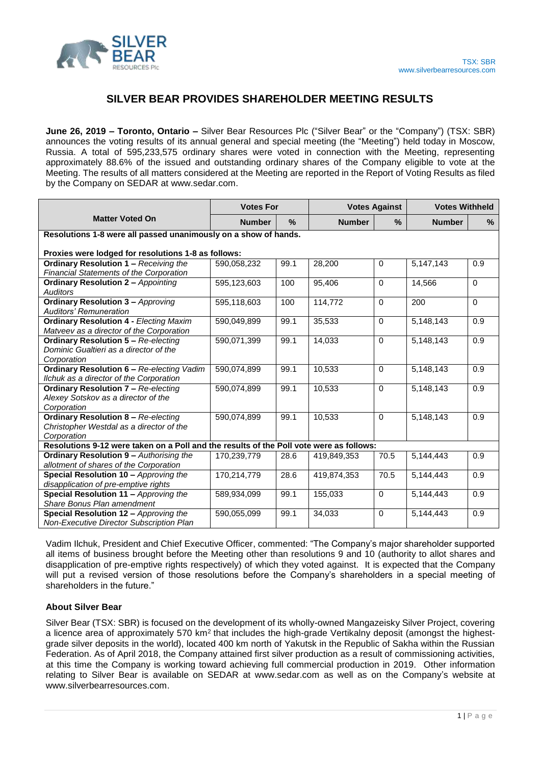TSX: SBR
www.silverbearresources.com

# SILVER BEAR PROVIDES SHAREHOLDER MEETING RESULTS

**June 26, 2019 – Toronto, Ontario –** Silver Bear Resources Plc ("Silver Bear" or the "Company") (TSX: SBR) announces the voting results of its annual general and special meeting (the "Meeting") held today in Moscow, Russia. A total of 595,233,575 ordinary shares were voted in connection with the Meeting, representing approximately 88.6% of the issued and outstanding ordinary shares of the Company eligible to vote at the Meeting. The results of all matters considered at the Meeting are reported in the Report of Voting Results as filed by the Company on SEDAR at www.sedar.com.

| Matter Voted On | Votes For | | Votes Against | | Votes Withheld | |
|---|---|---|---|---|---|---|
| | **Number** | **%** | **Number** | **%** | **Number** | **%** |
| **Resolutions 1-8 were all passed unanimously on a show of hands.** **Proxies were lodged for resolutions 1-8 as follows:** | | | | | | |
| **Ordinary Resolution 1 –** *Receiving the Financial Statements of the Corporation* | 590,058,232 | 99.1 | 28,200 | 0 | 5,147,143 | 0.9 |
| **Ordinary Resolution 2 –** *Appointing Auditors* | 595,123,603 | 100 | 95,406 | 0 | 14,566 | 0 |
| **Ordinary Resolution 3 –** *Approving Auditors' Remuneration* | 595,118,603 | 100 | 114,772 | 0 | 200 | 0 |
| **Ordinary Resolution 4 -** *Electing Maxim Matveev as a director of the Corporation* | 590,049,899 | 99.1 | 35,533 | 0 | 5,148,143 | 0.9 |
| **Ordinary Resolution 5 –** *Re-electing Dominic Gualtieri as a director of the Corporation* | 590,071,399 | 99.1 | 14,033 | 0 | 5,148,143 | 0.9 |
| **Ordinary Resolution 6 –** *Re-electing Vadim Ilchuk as a director of the Corporation* | 590,074,899 | 99.1 | 10,533 | 0 | 5,148,143 | 0.9 |
| **Ordinary Resolution 7 –** *Re-electing Alexey Sotskov as a director of the Corporation* | 590,074,899 | 99.1 | 10,533 | 0 | 5,148,143 | 0.9 |
| **Ordinary Resolution 8 –** *Re-electing Christopher Westdal as a director of the Corporation* | 590,074,899 | 99.1 | 10,533 | 0 | 5,148,143 | 0.9 |
| **Resolutions 9-12 were taken on a Poll and the results of the Poll vote were as follows:** | | | | | | |
| **Ordinary Resolution 9 –** *Authorising the allotment of shares of the Corporation* | 170,239,779 | 28.6 | 419,849,353 | 70.5 | 5,144,443 | 0.9 |
| **Special Resolution 10 –** *Approving the disapplication of pre-emptive rights* | 170,214,779 | 28.6 | 419,874,353 | 70.5 | 5,144,443 | 0.9 |
| **Special Resolution 11 –** *Approving the Share Bonus Plan amendment* | 589,934,099 | 99.1 | 155,033 | 0 | 5,144,443 | 0.9 |
| **Special Resolution 12 –** *Approving the Non-Executive Director Subscription Plan* | 590,055,099 | 99.1 | 34,033 | 0 | 5,144,443 | 0.9 |

Vadim Ilchuk, President and Chief Executive Officer, commented: "The Company's major shareholder supported all items of business brought before the Meeting other than resolutions 9 and 10 (authority to allot shares and disapplication of pre-emptive rights respectively) of which they voted against. It is expected that the Company will put a revised version of those resolutions before the Company's shareholders in a special meeting of shareholders in the future."

### About Silver Bear

Silver Bear (TSX: SBR) is focused on the development of its wholly-owned Mangazeisky Silver Project, covering a licence area of approximately 570 $km^2$ that includes the high-grade Vertikalny deposit (amongst the highest-grade silver deposits in the world), located 400 km north of Yakutsk in the Republic of Sakha within the Russian Federation. As of April 2018, the Company attained first silver production as a result of commissioning activities, at this time the Company is working toward achieving full commercial production in 2019. Other information relating to Silver Bear is available on SEDAR at www.sedar.com as well as on the Company's website at www.silverbearresources.com.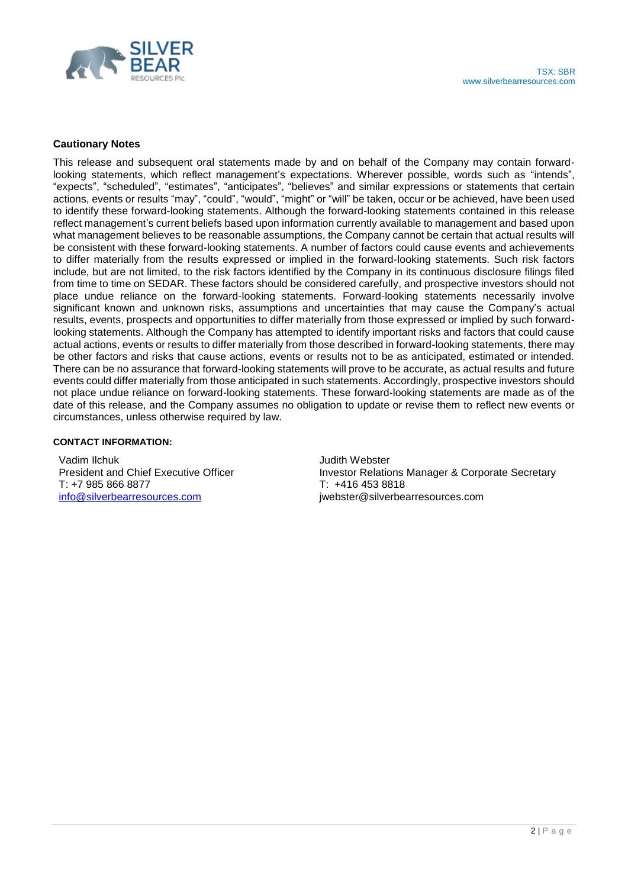**Cautionary Notes**

This release and subsequent oral statements made by and on behalf of the Company may contain forward-looking statements, which reflect management's expectations. Wherever possible, words such as "intends", "expects", "scheduled", "estimates", "anticipates", "believes" and similar expressions or statements that certain actions, events or results "may", "could", "would", "might" or "will" be taken, occur or be achieved, have been used to identify these forward-looking statements. Although the forward-looking statements contained in this release reflect management's current beliefs based upon information currently available to management and based upon what management believes to be reasonable assumptions, the Company cannot be certain that actual results will be consistent with these forward-looking statements. A number of factors could cause events and achievements to differ materially from the results expressed or implied in the forward-looking statements. Such risk factors include, but are not limited, to the risk factors identified by the Company in its continuous disclosure filings filed from time to time on SEDAR. These factors should be considered carefully, and prospective investors should not place undue reliance on the forward-looking statements. Forward-looking statements necessarily involve significant known and unknown risks, assumptions and uncertainties that may cause the Company's actual results, events, prospects and opportunities to differ materially from those expressed or implied by such forward-looking statements. Although the Company has attempted to identify important risks and factors that could cause actual actions, events or results to differ materially from those described in forward-looking statements, there may be other factors and risks that cause actions, events or results not to be as anticipated, estimated or intended. There can be no assurance that forward-looking statements will prove to be accurate, as actual results and future events could differ materially from those anticipated in such statements. Accordingly, prospective investors should not place undue reliance on forward-looking statements. These forward-looking statements are made as of the date of this release, and the Company assumes no obligation to update or revise them to reflect new events or circumstances, unless otherwise required by law.

**CONTACT INFORMATION:**

Vadim Ilchuk
President and Chief Executive Officer
T: +7 985 866 8877
info@silverbearresources.com

Judith Webster
Investor Relations Manager & Corporate Secretary
T: +416 453 8818
jwebster@silverbearresources.com